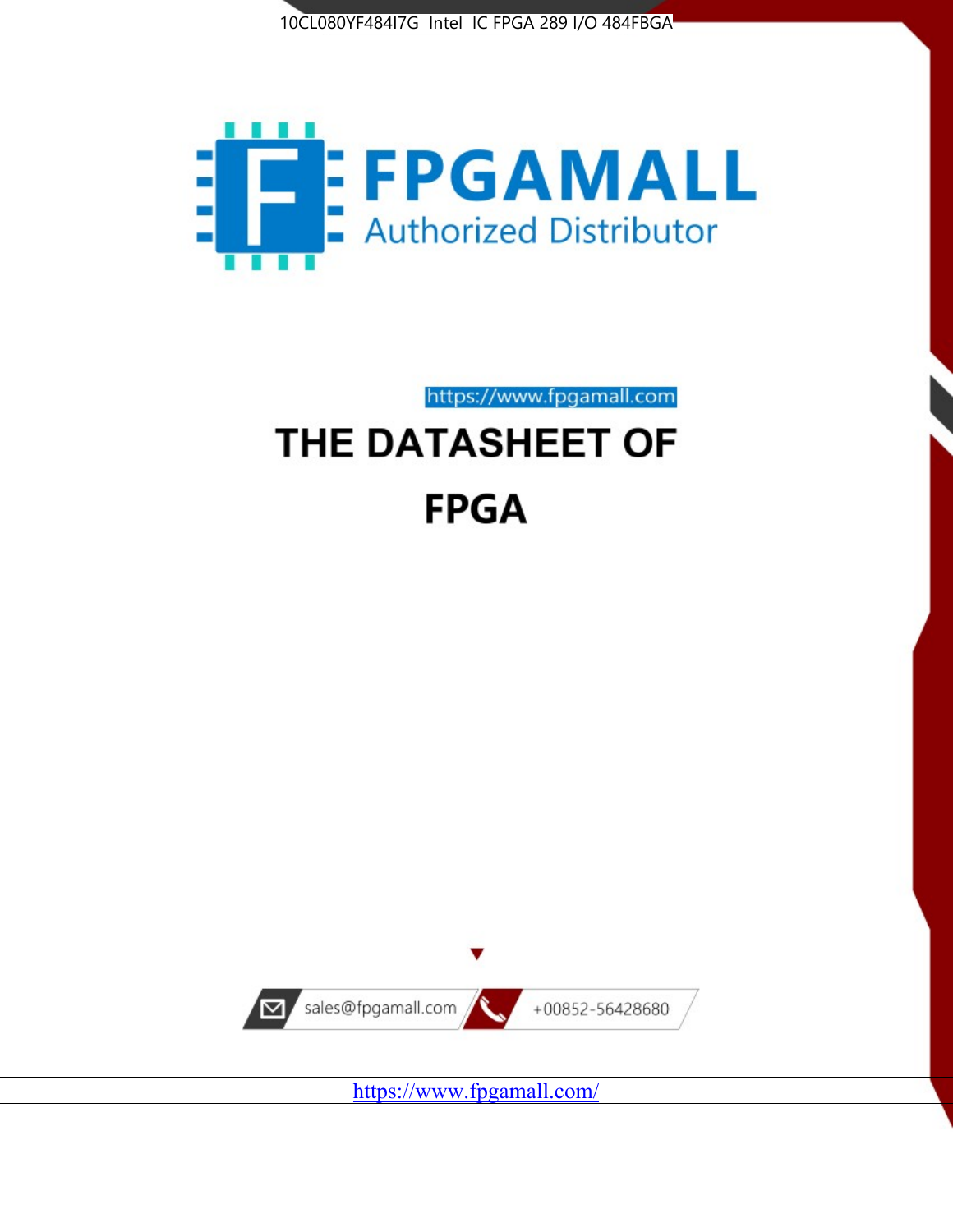10CL080YF484I7G Intel IC FPGA 289 I/O 484FBGA

**FPGAMALL**

Authorized Distributor

https://www.fpgamall.com

# THE DATASHEET OF

# FPGA

sales@fpgamall.com

+00852-56428680

https://www.fpgamall.com/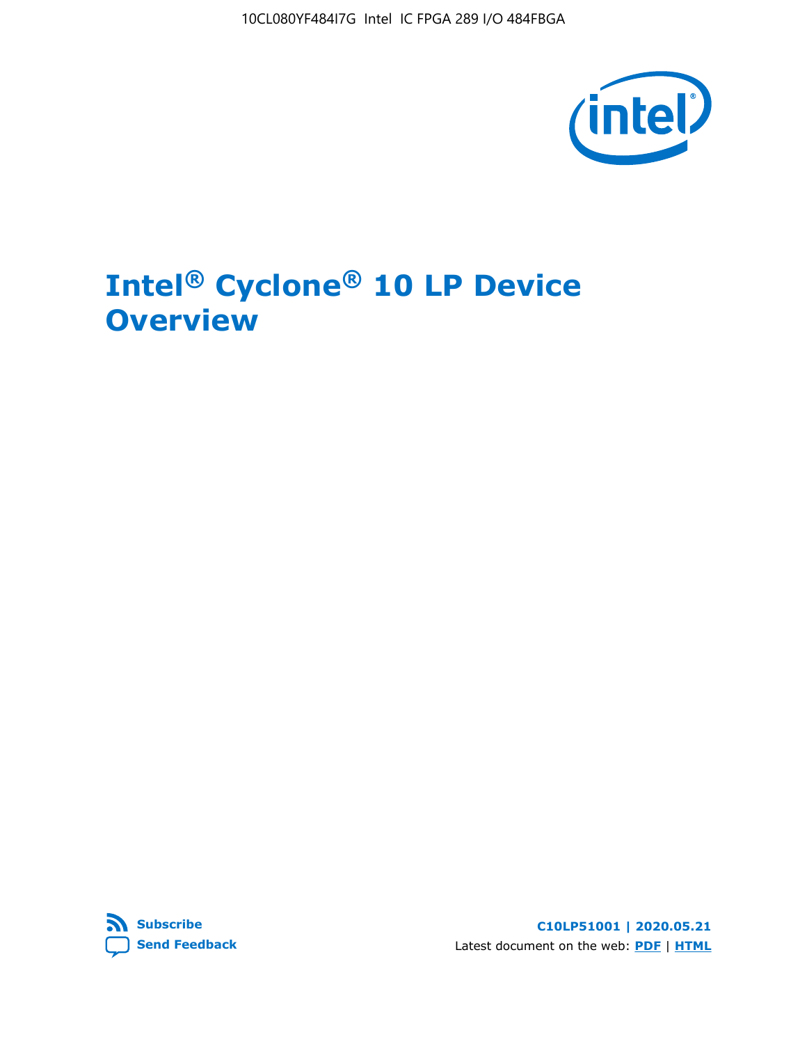# Intel® Cyclone® 10 LP Device Overview

C10LP51001 | 2020.05.21

Latest document on the web: **PDF** | **HTML**

**Subscribe**

**Send Feedback**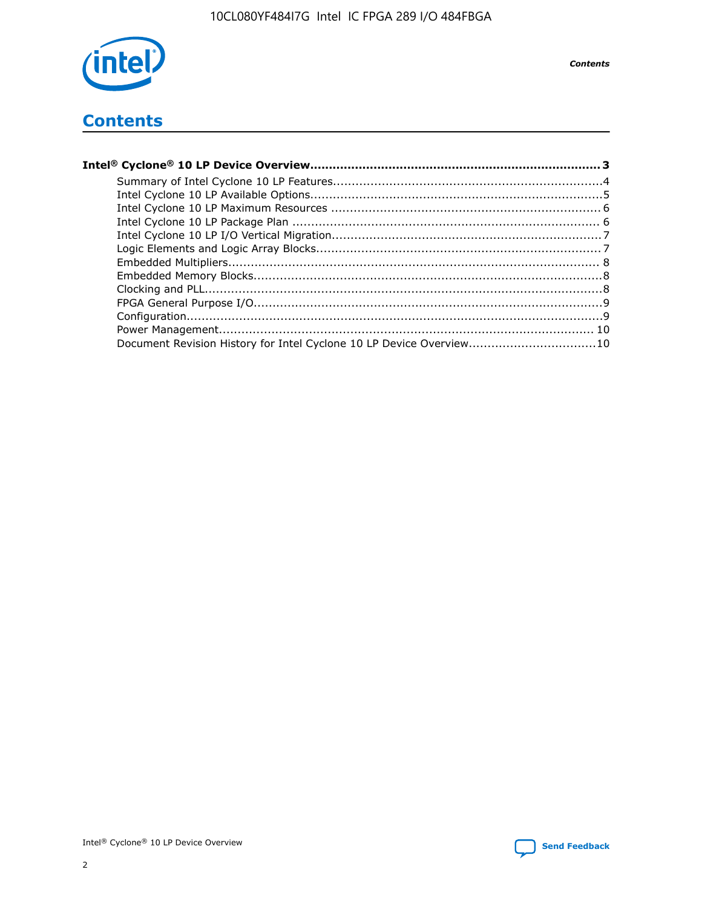# Contents

**Intel® Cyclone® 10 LP Device Overview............................................................................3**

- Summary of Intel Cyclone 10 LP Features........................................................................4
- Intel Cyclone 10 LP Available Options..............................................................................5
- Intel Cyclone 10 LP Maximum Resources ........................................................................6
- Intel Cyclone 10 LP Package Plan ...................................................................................6
- Intel Cyclone 10 LP I/O Vertical Migration........................................................................7
- Logic Elements and Logic Array Blocks............................................................................7
- Embedded Multipliers.....................................................................................................8
- Embedded Memory Blocks..............................................................................................8
- Clocking and PLL...........................................................................................................8
- FPGA General Purpose I/O..............................................................................................9
- Configuration.................................................................................................................9
- Power Management......................................................................................................10
- Document Revision History for Intel Cyclone 10 LP Device Overview..................................10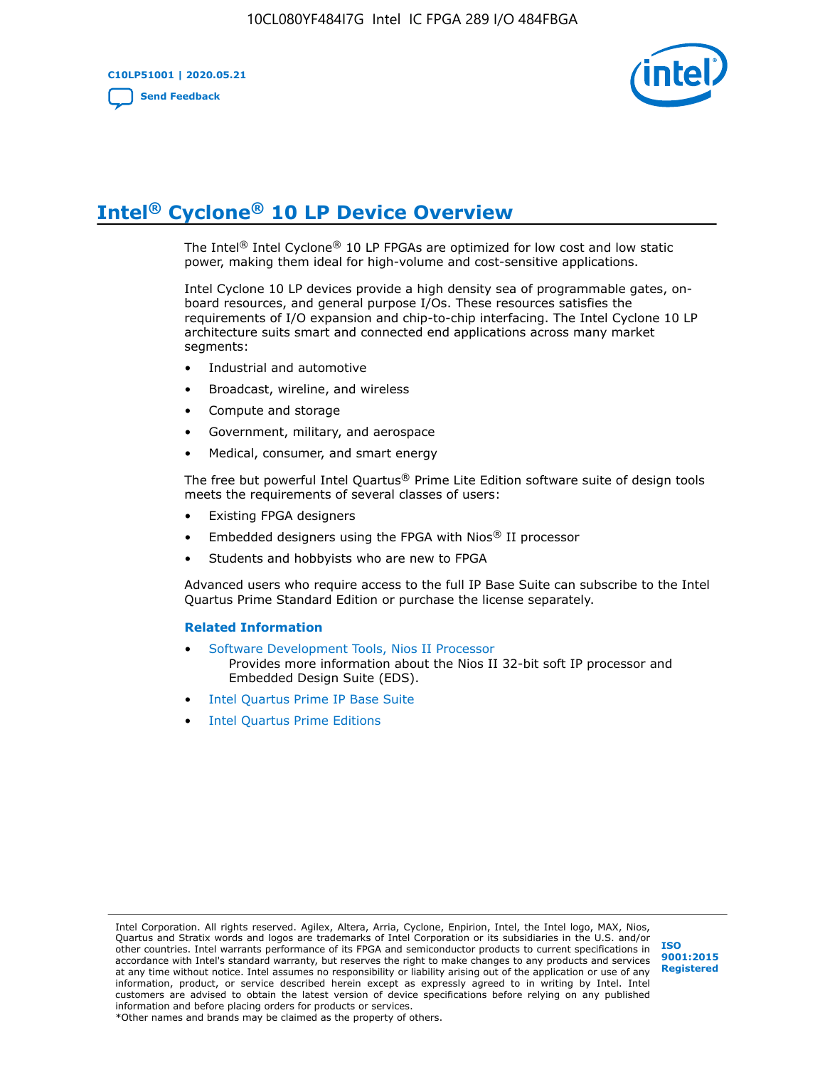# Intel® Cyclone® 10 LP Device Overview

The Intel® Intel Cyclone® 10 LP FPGAs are optimized for low cost and low static power, making them ideal for high-volume and cost-sensitive applications.

Intel Cyclone 10 LP devices provide a high density sea of programmable gates, on-board resources, and general purpose I/Os. These resources satisfies the requirements of I/O expansion and chip-to-chip interfacing. The Intel Cyclone 10 LP architecture suits smart and connected end applications across many market segments:

- Industrial and automotive
- Broadcast, wireline, and wireless
- Compute and storage
- Government, military, and aerospace
- Medical, consumer, and smart energy

The free but powerful Intel Quartus® Prime Lite Edition software suite of design tools meets the requirements of several classes of users:

- Existing FPGA designers
- Embedded designers using the FPGA with Nios® II processor
- Students and hobbyists who are new to FPGA

Advanced users who require access to the full IP Base Suite can subscribe to the Intel Quartus Prime Standard Edition or purchase the license separately.

**Related Information**

- Software Development Tools, Nios II Processor
  Provides more information about the Nios II 32-bit soft IP processor and Embedded Design Suite (EDS).
- Intel Quartus Prime IP Base Suite
- Intel Quartus Prime Editions

Intel Corporation. All rights reserved. Agilex, Altera, Arria, Cyclone, Enpirion, Intel, the Intel logo, MAX, Nios, Quartus and Stratix words and logos are trademarks of Intel Corporation or its subsidiaries in the U.S. and/or other countries. Intel warrants performance of its FPGA and semiconductor products to current specifications in accordance with Intel's standard warranty, but reserves the right to make changes to any products and services at any time without notice. Intel assumes no responsibility or liability arising out of the application or use of any information, product, or service described herein except as expressly agreed to in writing by Intel. Intel customers are advised to obtain the latest version of device specifications before relying on any published information and before placing orders for products or services.
*Other names and brands may be claimed as the property of others.

ISO 9001:2015 Registered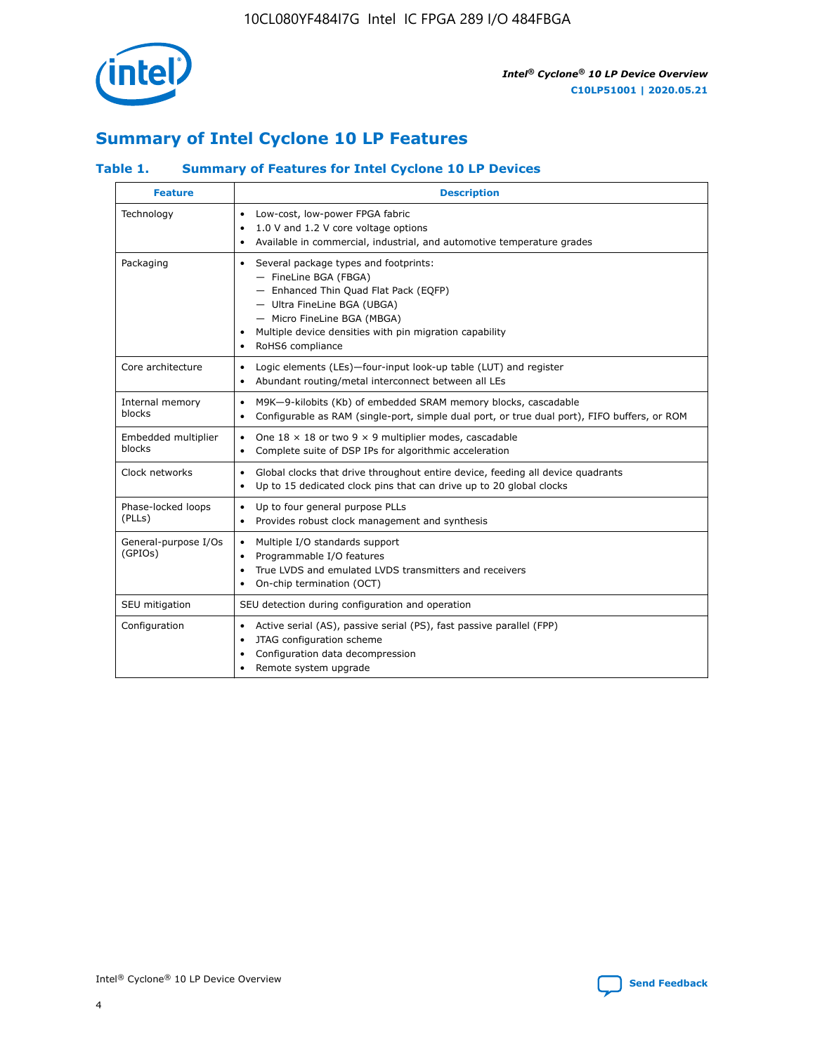# Summary of Intel Cyclone 10 LP Features

### Table 1. Summary of Features for Intel Cyclone 10 LP Devices

| Feature | Description |
| --- | --- |
| Technology | • Low-cost, low-power FPGA fabric<br>• 1.0 V and 1.2 V core voltage options<br>• Available in commercial, industrial, and automotive temperature grades |
| Packaging | • Several package types and footprints:<br>— FineLine BGA (FBGA)<br>— Enhanced Thin Quad Flat Pack (EQFP)<br>— Ultra FineLine BGA (UBGA)<br>— Micro FineLine BGA (MBGA)<br>• Multiple device densities with pin migration capability<br>• RoHS6 compliance |
| Core architecture | • Logic elements (LEs)—four-input look-up table (LUT) and register<br>• Abundant routing/metal interconnect between all LEs |
| Internal memory blocks | • M9K—9-kilobits (Kb) of embedded SRAM memory blocks, cascadable<br>• Configurable as RAM (single-port, simple dual port, or true dual port), FIFO buffers, or ROM |
| Embedded multiplier blocks | • One 18 × 18 or two 9 × 9 multiplier modes, cascadable<br>• Complete suite of DSP IPs for algorithmic acceleration |
| Clock networks | • Global clocks that drive throughout entire device, feeding all device quadrants<br>• Up to 15 dedicated clock pins that can drive up to 20 global clocks |
| Phase-locked loops (PLLs) | • Up to four general purpose PLLs<br>• Provides robust clock management and synthesis |
| General-purpose I/Os (GPIOs) | • Multiple I/O standards support<br>• Programmable I/O features<br>• True LVDS and emulated LVDS transmitters and receivers<br>• On-chip termination (OCT) |
| SEU mitigation | SEU detection during configuration and operation |
| Configuration | • Active serial (AS), passive serial (PS), fast passive parallel (FPP)<br>• JTAG configuration scheme<br>• Configuration data decompression<br>• Remote system upgrade |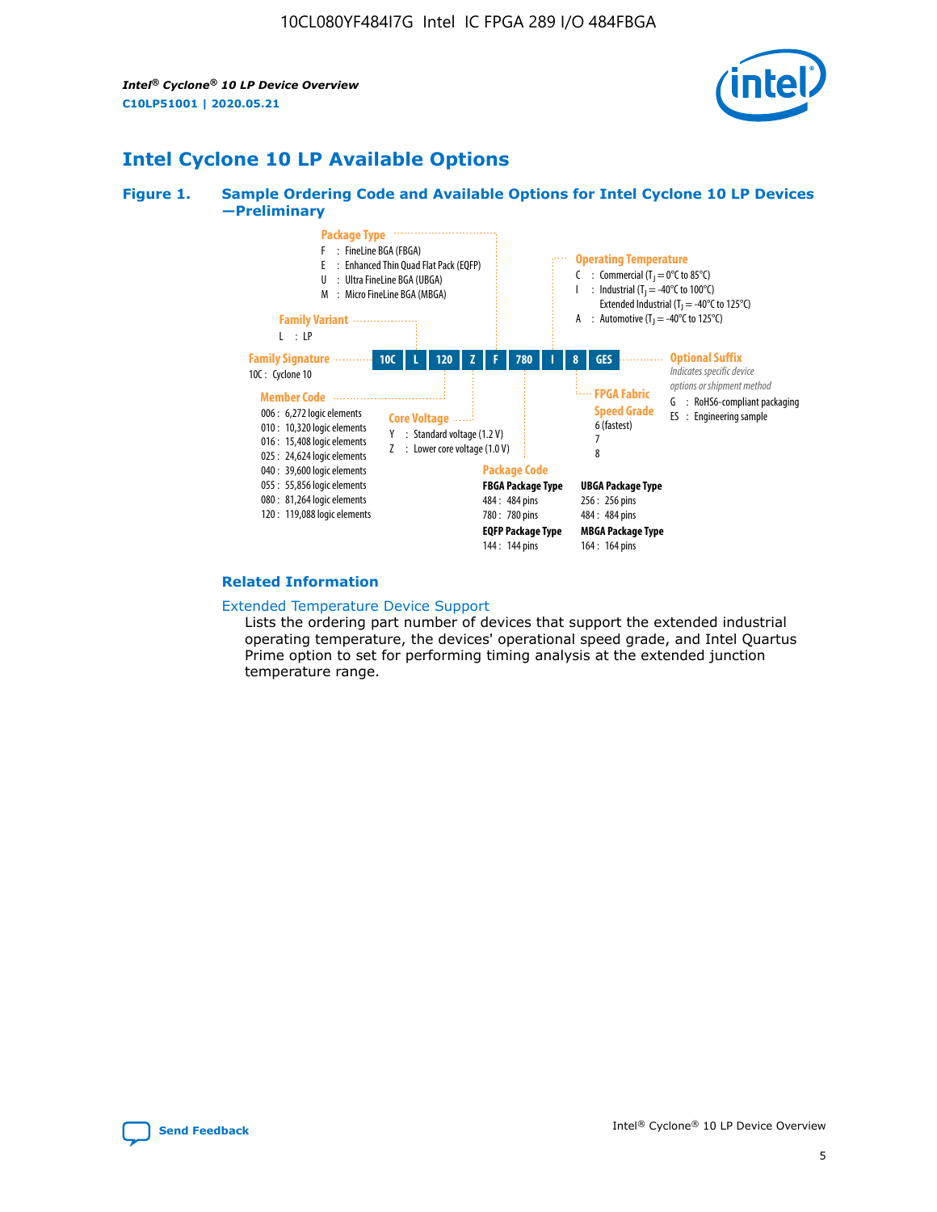# Intel Cyclone 10 LP Available Options

### Figure 1. Sample Ordering Code and Available Options for Intel Cyclone 10 LP Devices —Preliminary

Package Type
F : FineLine BGA (FBGA)
E : Enhanced Thin Quad Flat Pack (EQFP)
U : Ultra FineLine BGA (UBGA)
M : Micro FineLine BGA (MBGA)

Family Variant
L : LP

Operating Temperature
C : Commercial ($T_J$ = 0°C to 85°C)
I : Industrial ($T_J$ = -40°C to 100°C)
Extended Industrial ($T_J$ = -40°C to 125°C)
A : Automotive ($T_J$ = -40°C to 125°C)

Family Signature
10C : Cyclone 10

10C | L | 120 | Z | F | 780 | I | 8 | GES

Optional Suffix
*Indicates specific device options or shipment method*
G : RoHS6-compliant packaging
ES : Engineering sample

Member Code
006 : 6,272 logic elements
010 : 10,320 logic elements
016 : 15,408 logic elements
025 : 24,624 logic elements
040 : 39,600 logic elements
055 : 55,856 logic elements
080 : 81,264 logic elements
120 : 119,088 logic elements

Core Voltage
Y : Standard voltage (1.2 V)
Z : Lower core voltage (1.0 V)

FPGA Fabric Speed Grade
6 (fastest)
7
8

Package Code
FBGA Package Type
484 : 484 pins
780 : 780 pins
EQFP Package Type
144 : 144 pins
UBGA Package Type
256 : 256 pins
484 : 484 pins
MBGA Package Type
164 : 164 pins

### Related Information

Extended Temperature Device Support

Lists the ordering part number of devices that support the extended industrial operating temperature, the devices' operational speed grade, and Intel Quartus Prime option to set for performing timing analysis at the extended junction temperature range.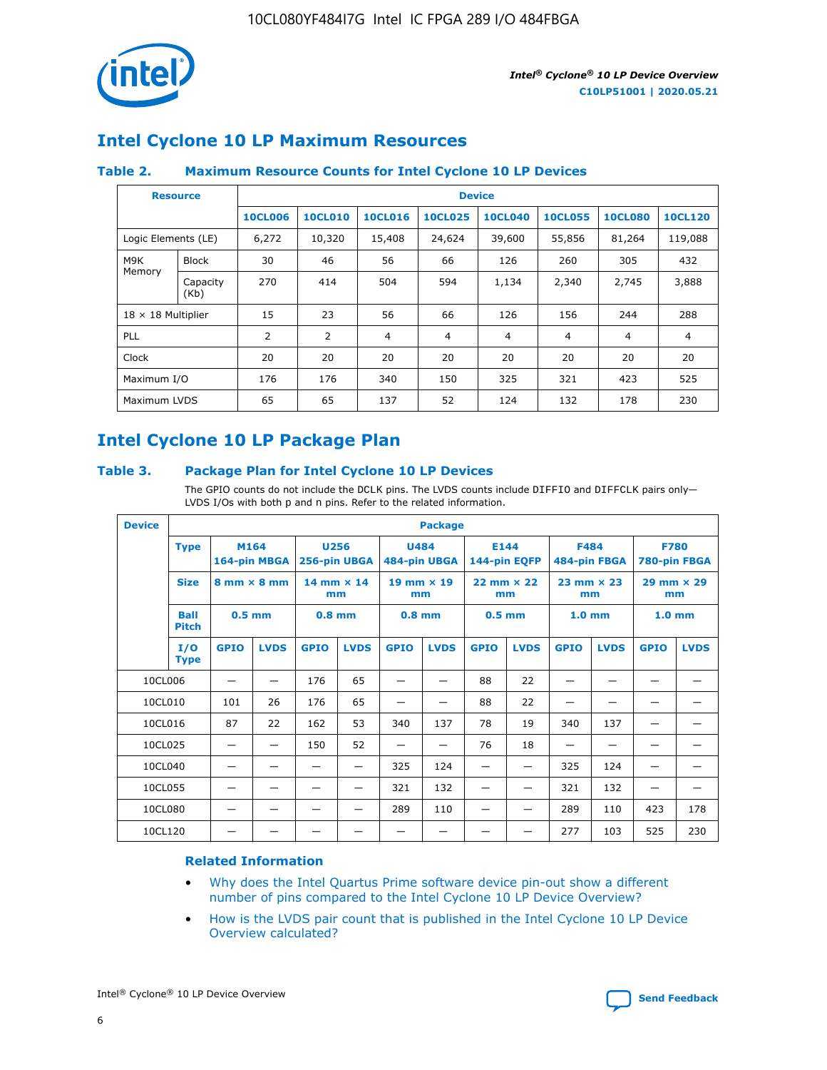## Intel Cyclone 10 LP Maximum Resources

### Table 2. Maximum Resource Counts for Intel Cyclone 10 LP Devices

| Resource | | Device | | | | | | | |
|---|---|---|---|---|---|---|---|---|---|
| | | 10CL006 | 10CL010 | 10CL016 | 10CL025 | 10CL040 | 10CL055 | 10CL080 | 10CL120 |
| Logic Elements (LE) | | 6,272 | 10,320 | 15,408 | 24,624 | 39,600 | 55,856 | 81,264 | 119,088 |
| M9K Memory | Block | 30 | 46 | 56 | 66 | 126 | 260 | 305 | 432 |
| | Capacity (Kb) | 270 | 414 | 504 | 594 | 1,134 | 2,340 | 2,745 | 3,888 |
| 18 × 18 Multiplier | | 15 | 23 | 56 | 66 | 126 | 156 | 244 | 288 |
| PLL | | 2 | 2 | 4 | 4 | 4 | 4 | 4 | 4 |
| Clock | | 20 | 20 | 20 | 20 | 20 | 20 | 20 | 20 |
| Maximum I/O | | 176 | 176 | 340 | 150 | 325 | 321 | 423 | 525 |
| Maximum LVDS | | 65 | 65 | 137 | 52 | 124 | 132 | 178 | 230 |

## Intel Cyclone 10 LP Package Plan

### Table 3. Package Plan for Intel Cyclone 10 LP Devices

The GPIO counts do not include the DCLK pins. The LVDS counts include DIFFIO and DIFFCLK pairs only—LVDS I/Os with both p and n pins. Refer to the related information.

| Device | Package | | | | | | | | | | | | |
|---|---|---|---|---|---|---|---|---|---|---|---|---|---|
| | Type | M164 164-pin MBGA | | U256 256-pin UBGA | | U484 484-pin UBGA | | E144 144-pin EQFP | | F484 484-pin FBGA | | F780 780-pin FBGA | |
| | Size | 8 mm × 8 mm | | 14 mm × 14 mm | | 19 mm × 19 mm | | 22 mm × 22 mm | | 23 mm × 23 mm | | 29 mm × 29 mm | |
| | Ball Pitch | 0.5 mm | | 0.8 mm | | 0.8 mm | | 0.5 mm | | 1.0 mm | | 1.0 mm | |
| | I/O Type | GPIO | LVDS | GPIO | LVDS | GPIO | LVDS | GPIO | LVDS | GPIO | LVDS | GPIO | LVDS |
| 10CL006 | | — | — | 176 | 65 | — | — | 88 | 22 | — | — | — | — |
| 10CL010 | | 101 | 26 | 176 | 65 | — | — | 88 | 22 | — | — | — | — |
| 10CL016 | | 87 | 22 | 162 | 53 | 340 | 137 | 78 | 19 | 340 | 137 | — | — |
| 10CL025 | | — | — | 150 | 52 | — | — | 76 | 18 | — | — | — | — |
| 10CL040 | | — | — | — | — | 325 | 124 | — | — | 325 | 124 | — | — |
| 10CL055 | | — | — | — | — | 321 | 132 | — | — | 321 | 132 | — | — |
| 10CL080 | | — | — | — | — | 289 | 110 | — | — | 289 | 110 | 423 | 178 |
| 10CL120 | | — | — | — | — | — | — | — | — | 277 | 103 | 525 | 230 |

### Related Information

- Why does the Intel Quartus Prime software device pin-out show a different number of pins compared to the Intel Cyclone 10 LP Device Overview?
- How is the LVDS pair count that is published in the Intel Cyclone 10 LP Device Overview calculated?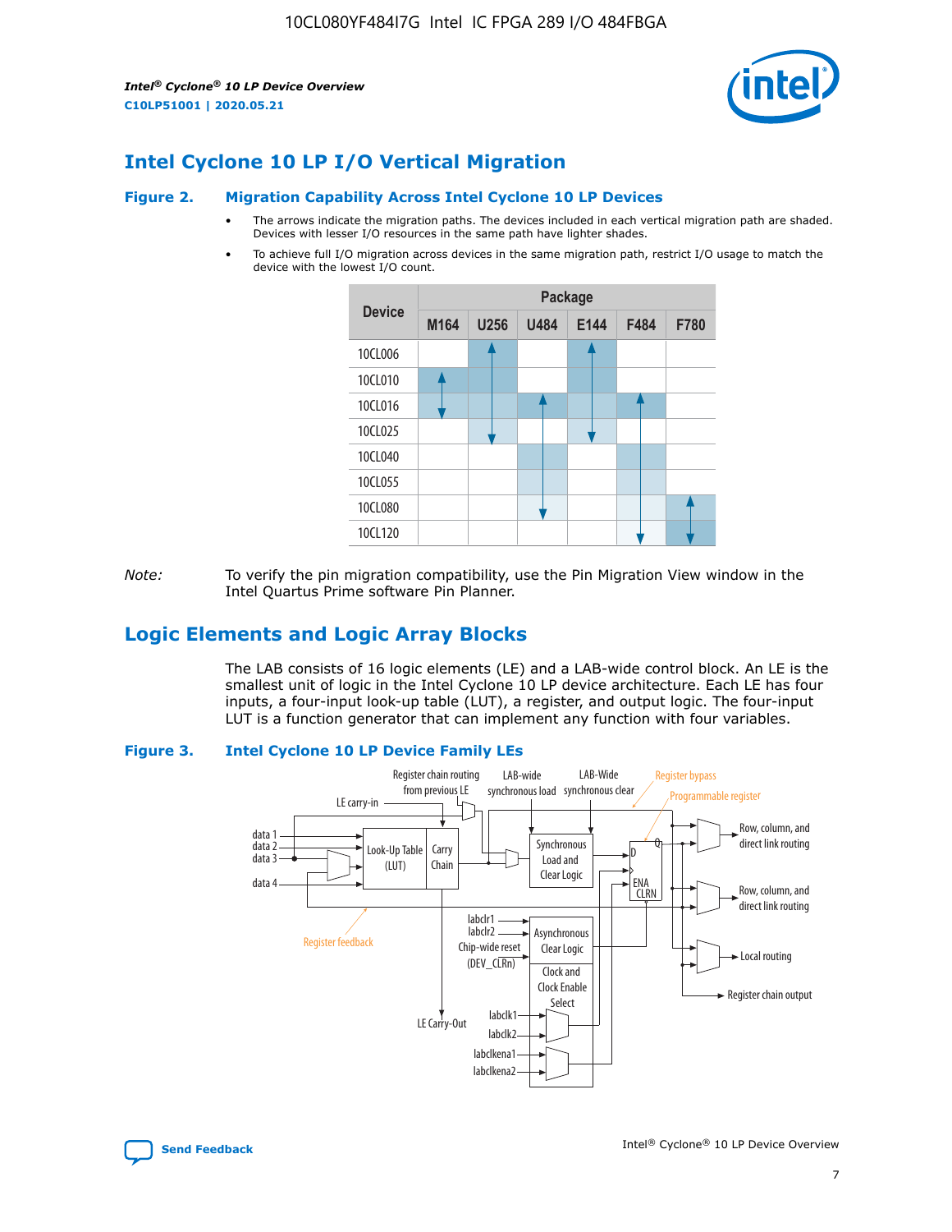## Intel Cyclone 10 LP I/O Vertical Migration

**Figure 2. Migration Capability Across Intel Cyclone 10 LP Devices**

- The arrows indicate the migration paths. The devices included in each vertical migration path are shaded. Devices with lesser I/O resources in the same path have lighter shades.
- To achieve full I/O migration across devices in the same migration path, restrict I/O usage to match the device with the lowest I/O count.

| Device | Package | | | | | |
|---|---|---|---|---|---|---|
| | M164 | U256 | U484 | E144 | F484 | F780 |
| 10CL006 | | | | | | |
| 10CL010 | | | | | | |
| 10CL016 | | | | | | |
| 10CL025 | | | | | | |
| 10CL040 | | | | | | |
| 10CL055 | | | | | | |
| 10CL080 | | | | | | |
| 10CL120 | | | | | | |

*Note:* To verify the pin migration compatibility, use the Pin Migration View window in the Intel Quartus Prime software Pin Planner.

## Logic Elements and Logic Array Blocks

The LAB consists of 16 logic elements (LE) and a LAB-wide control block. An LE is the smallest unit of logic in the Intel Cyclone 10 LP device architecture. Each LE has four inputs, a four-input look-up table (LUT), a register, and output logic. The four-input LUT is a function generator that can implement any function with four variables.

**Figure 3. Intel Cyclone 10 LP Device Family LEs**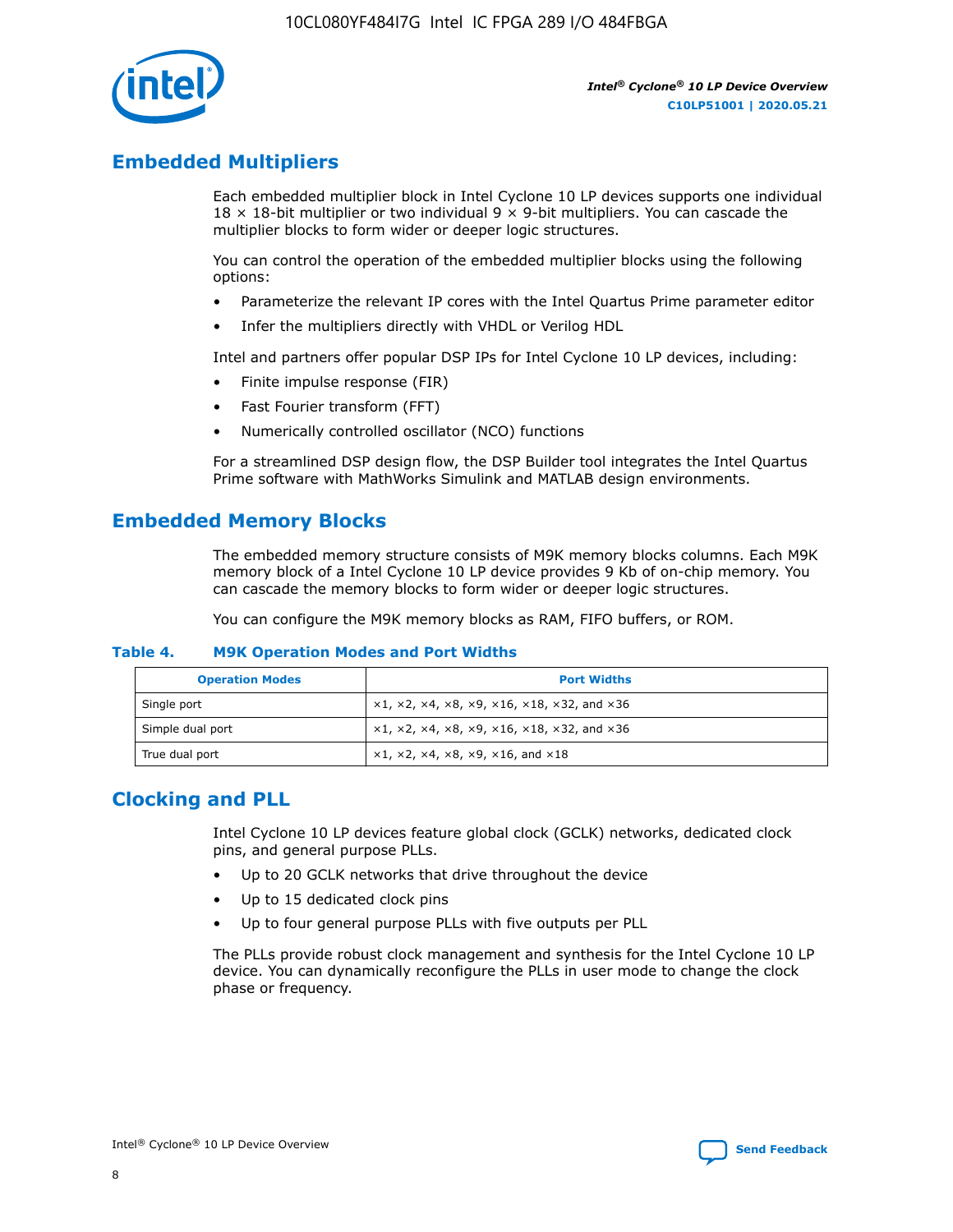## Embedded Multipliers

Each embedded multiplier block in Intel Cyclone 10 LP devices supports one individual 18 × 18-bit multiplier or two individual 9 × 9-bit multipliers. You can cascade the multiplier blocks to form wider or deeper logic structures.

You can control the operation of the embedded multiplier blocks using the following options:

- Parameterize the relevant IP cores with the Intel Quartus Prime parameter editor
- Infer the multipliers directly with VHDL or Verilog HDL

Intel and partners offer popular DSP IPs for Intel Cyclone 10 LP devices, including:

- Finite impulse response (FIR)
- Fast Fourier transform (FFT)
- Numerically controlled oscillator (NCO) functions

For a streamlined DSP design flow, the DSP Builder tool integrates the Intel Quartus Prime software with MathWorks Simulink and MATLAB design environments.

## Embedded Memory Blocks

The embedded memory structure consists of M9K memory blocks columns. Each M9K memory block of a Intel Cyclone 10 LP device provides 9 Kb of on-chip memory. You can cascade the memory blocks to form wider or deeper logic structures.

You can configure the M9K memory blocks as RAM, FIFO buffers, or ROM.

**Table 4. M9K Operation Modes and Port Widths**

| Operation Modes | Port Widths |
|---|---|
| Single port | ×1, ×2, ×4, ×8, ×9, ×16, ×18, ×32, and ×36 |
| Simple dual port | ×1, ×2, ×4, ×8, ×9, ×16, ×18, ×32, and ×36 |
| True dual port | ×1, ×2, ×4, ×8, ×9, ×16, and ×18 |

## Clocking and PLL

Intel Cyclone 10 LP devices feature global clock (GCLK) networks, dedicated clock pins, and general purpose PLLs.

- Up to 20 GCLK networks that drive throughout the device
- Up to 15 dedicated clock pins
- Up to four general purpose PLLs with five outputs per PLL

The PLLs provide robust clock management and synthesis for the Intel Cyclone 10 LP device. You can dynamically reconfigure the PLLs in user mode to change the clock phase or frequency.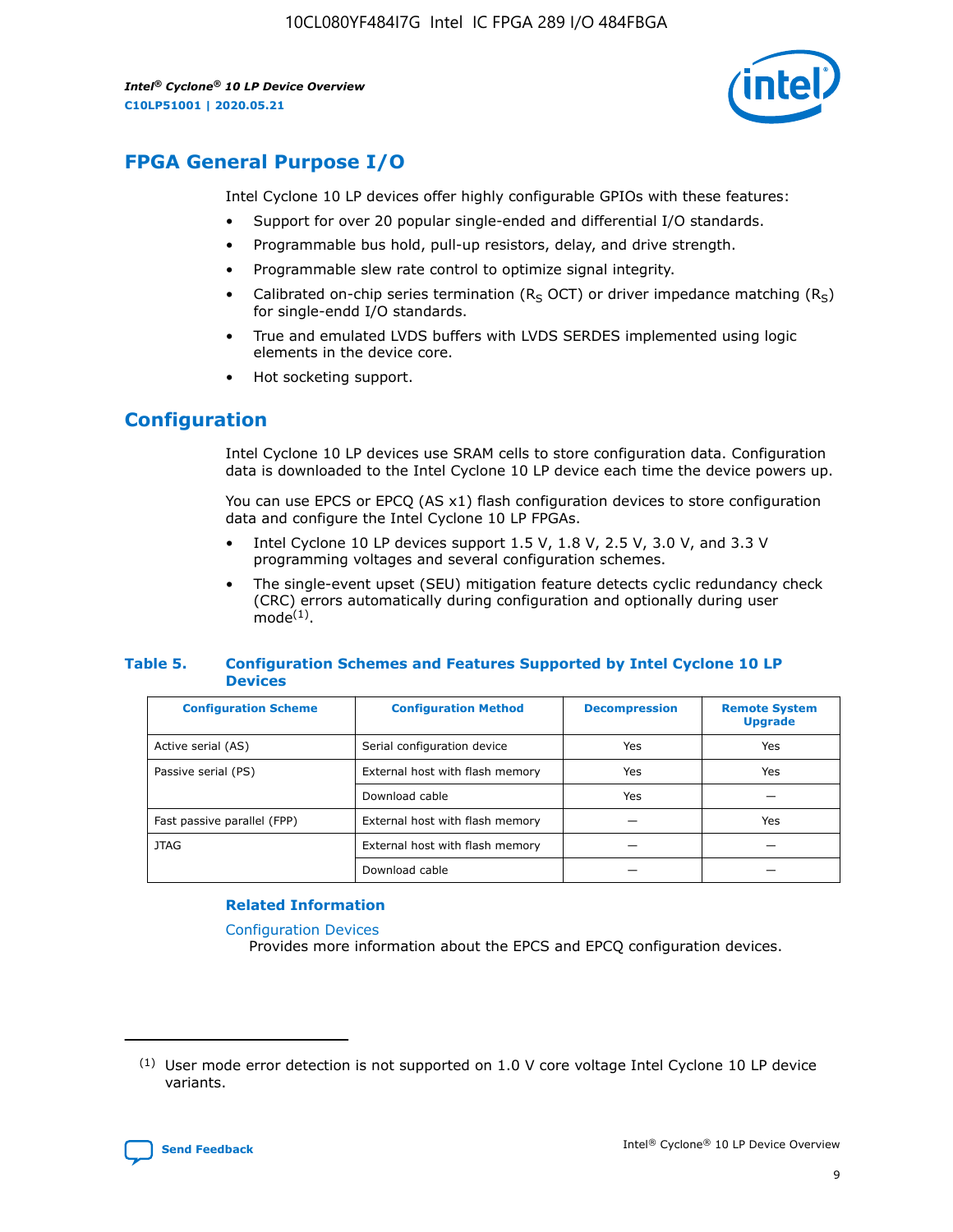## FPGA General Purpose I/O

Intel Cyclone 10 LP devices offer highly configurable GPIOs with these features:

- Support for over 20 popular single-ended and differential I/O standards.
- Programmable bus hold, pull-up resistors, delay, and drive strength.
- Programmable slew rate control to optimize signal integrity.
- Calibrated on-chip series termination ($R_S$ OCT) or driver impedance matching ($R_S$) for single-endd I/O standards.
- True and emulated LVDS buffers with LVDS SERDES implemented using logic elements in the device core.
- Hot socketing support.

## Configuration

Intel Cyclone 10 LP devices use SRAM cells to store configuration data. Configuration data is downloaded to the Intel Cyclone 10 LP device each time the device powers up.

You can use EPCS or EPCQ (AS x1) flash configuration devices to store configuration data and configure the Intel Cyclone 10 LP FPGAs.

- Intel Cyclone 10 LP devices support 1.5 V, 1.8 V, 2.5 V, 3.0 V, and 3.3 V programming voltages and several configuration schemes.
- The single-event upset (SEU) mitigation feature detects cyclic redundancy check (CRC) errors automatically during configuration and optionally during user mode[1].

**Table 5. Configuration Schemes and Features Supported by Intel Cyclone 10 LP Devices**

| Configuration Scheme | Configuration Method | Decompression | Remote System Upgrade |
|---|---|---|---|
| Active serial (AS) | Serial configuration device | Yes | Yes |
| Passive serial (PS) | External host with flash memory | Yes | Yes |
| | Download cable | Yes | — |
| Fast passive parallel (FPP) | External host with flash memory | — | Yes |
| JTAG | External host with flash memory | — | — |
| | Download cable | — | — |

### Related Information

Configuration Devices
Provides more information about the EPCS and EPCQ configuration devices.

---

(1) User mode error detection is not supported on 1.0 V core voltage Intel Cyclone 10 LP device variants.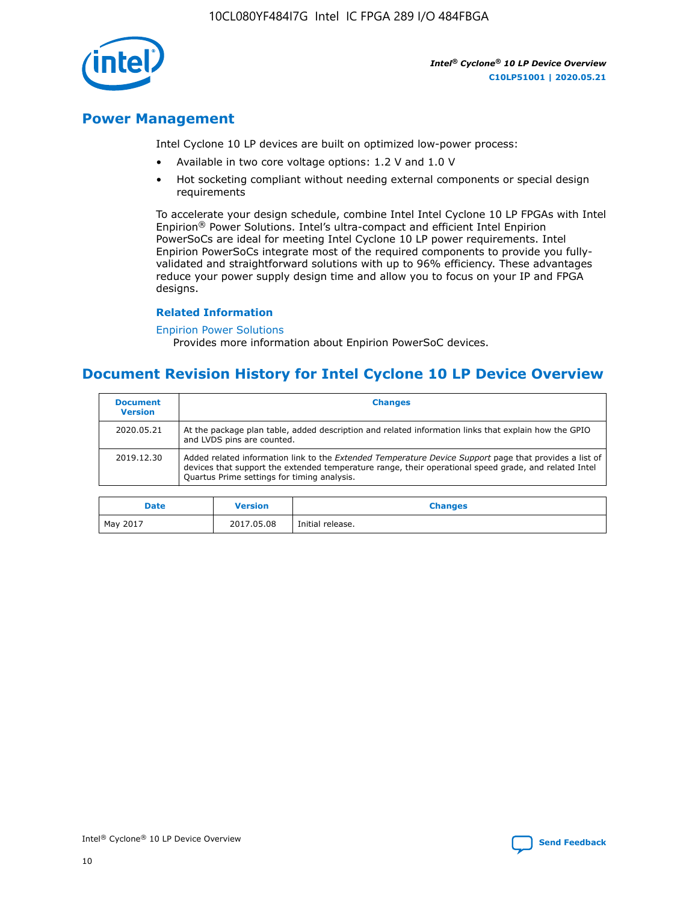## Power Management

Intel Cyclone 10 LP devices are built on optimized low-power process:

- Available in two core voltage options: 1.2 V and 1.0 V
- Hot socketing compliant without needing external components or special design requirements

To accelerate your design schedule, combine Intel Intel Cyclone 10 LP FPGAs with Intel Enpirion® Power Solutions. Intel's ultra-compact and efficient Intel Enpirion PowerSoCs are ideal for meeting Intel Cyclone 10 LP power requirements. Intel Enpirion PowerSoCs integrate most of the required components to provide you fully-validated and straightforward solutions with up to 96% efficiency. These advantages reduce your power supply design time and allow you to focus on your IP and FPGA designs.

### Related Information

Enpirion Power Solutions
Provides more information about Enpirion PowerSoC devices.

## Document Revision History for Intel Cyclone 10 LP Device Overview

| Document Version | Changes |
|---|---|
| 2020.05.21 | At the package plan table, added description and related information links that explain how the GPIO and LVDS pins are counted. |
| 2019.12.30 | Added related information link to the *Extended Temperature Device Support* page that provides a list of devices that support the extended temperature range, their operational speed grade, and related Intel Quartus Prime settings for timing analysis. |

| Date | Version | Changes |
|---|---|---|
| May 2017 | 2017.05.08 | Initial release. |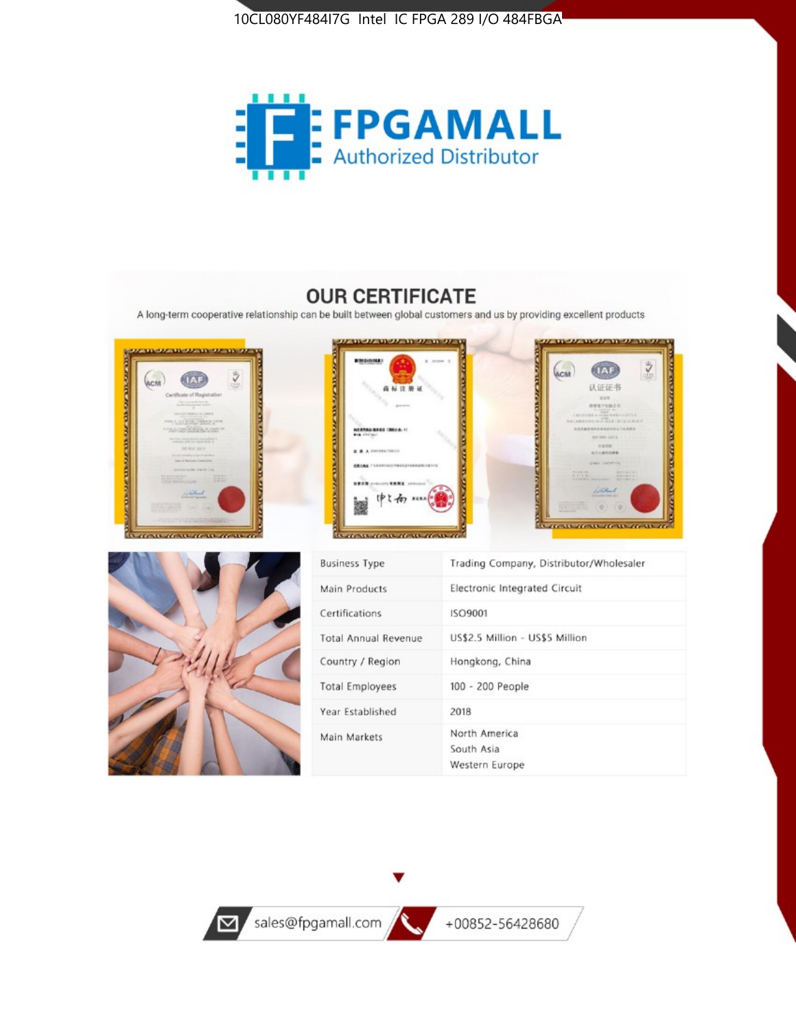FPGAMALL
Authorized Distributor

## OUR CERTIFICATE

A long-term cooperative relationship can be built between global customers and us by providing excellent products

| | |
|---|---|
| Business Type | Trading Company, Distributor/Wholesaler |
| Main Products | Electronic Integrated Circuit |
| Certifications | ISO9001 |
| Total Annual Revenue | US$2.5 Million - US$5 Million |
| Country / Region | Hongkong, China |
| Total Employees | 100 - 200 People |
| Year Established | 2018 |
| Main Markets | North America<br>South Asia<br>Western Europe |

sales@fpgamall.com

+00852-56428680